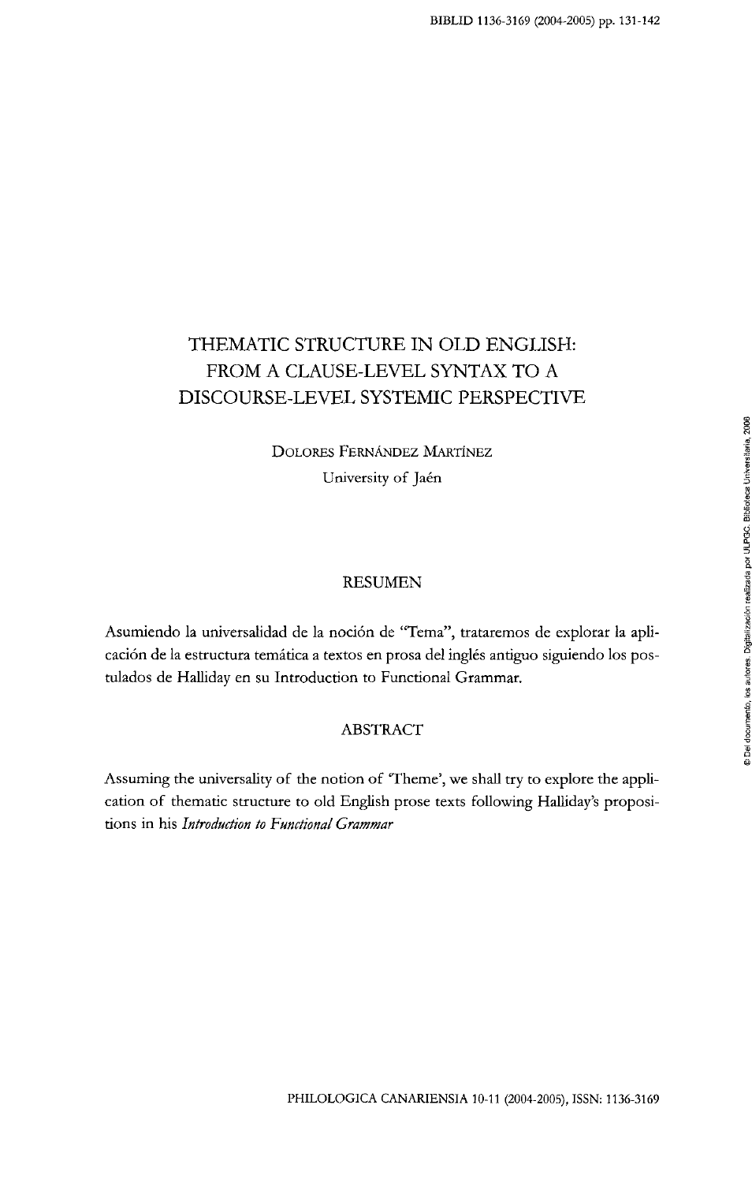# THEMATIC STRUCTURE IN OLD ENGLISH: FROM A CLAUSE-LEVEL SYNTAX TO A DISCOURSE-LEVEL SYSTEMIC PERSPECTIVE

DOLORES FERNÁNDEZ MARTÍNEZ
University of Jaén

## RESUMEN

Asumiendo la universalidad de la noción de "Tema", trataremos de explorar la aplicación de la estructura temática a textos en prosa del inglés antiguo siguiendo los postulados de Halliday en su Introduction to Functional Grammar.

## ABSTRACT

Assuming the universality of the notion of 'Theme', we shall try to explore the application of thematic structure to old English prose texts following Halliday's propositions in his *Introduction to Functional Grammar*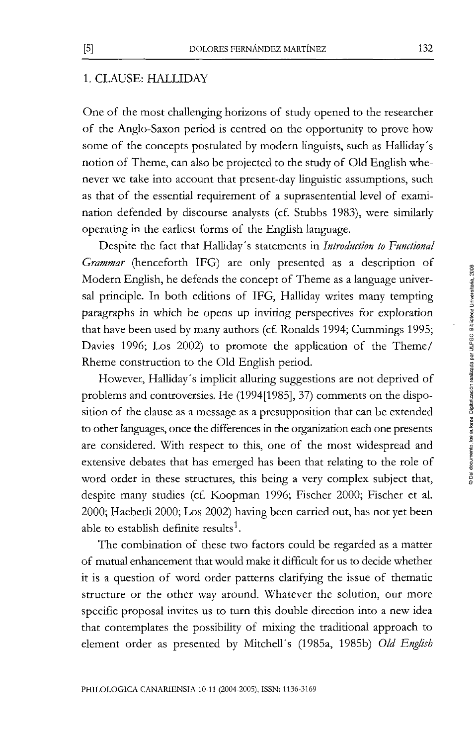## 1. CLAUSE: HALLIDAY

One of the most challenging horizons of study opened to the researcher of the Anglo-Saxon period is centred on the opportunity to prove how some of the concepts postulated by modern linguists, such as Halliday´s notion of Theme, can also be projected to the study of Old English whenever we take into account that present-day linguistic assumptions, such as that of the essential requirement of a suprasentential level of examination defended by discourse analysts (cf. Stubbs 1983), were similarly operating in the earliest forms of the English language.

Despite the fact that Halliday´s statements in *Introduction to Functional Grammar* (henceforth IFG) are only presented as a description of Modern English, he defends the concept of Theme as a language universal principle. In both editions of IFG, Halliday writes many tempting paragraphs in which he opens up inviting perspectives for exploration that have been used by many authors (cf. Ronalds 1994; Cummings 1995; Davies 1996; Los 2002) to promote the application of the Theme/ Rheme construction to the Old English period.

However, Halliday´s implicit alluring suggestions are not deprived of problems and controversies. He (1994[1985], 37) comments on the disposition of the clause as a message as a presupposition that can be extended to other languages, once the differences in the organization each one presents are considered. With respect to this, one of the most widespread and extensive debates that has emerged has been that relating to the role of word order in these structures, this being a very complex subject that, despite many studies (cf. Koopman 1996; Fischer 2000; Fischer et al. 2000; Haeberli 2000; Los 2002) having been carried out, has not yet been able to establish definite results[1].

The combination of these two factors could be regarded as a matter of mutual enhancement that would make it difficult for us to decide whether it is a question of word order patterns clarifying the issue of thematic structure or the other way around. Whatever the solution, our more specific proposal invites us to turn this double direction into a new idea that contemplates the possibility of mixing the traditional approach to element order as presented by Mitchell´s (1985a, 1985b) *Old English*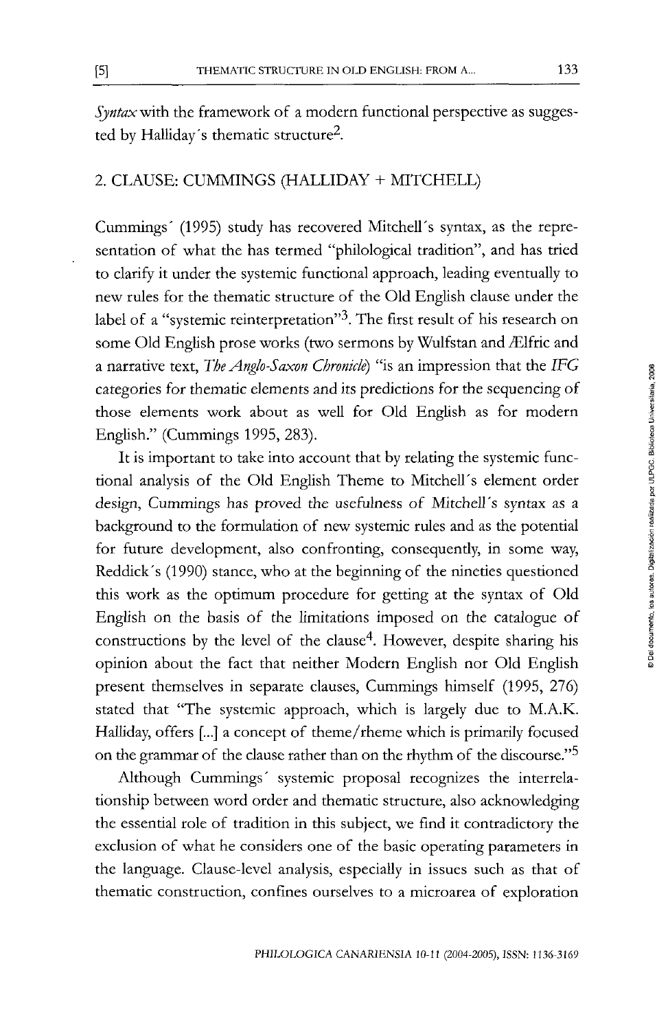*Syntax* with the framework of a modern functional perspective as suggested by Halliday´s thematic structure[2].

## 2. CLAUSE: CUMMINGS (HALLIDAY + MITCHELL)

Cummings´ (1995) study has recovered Mitchell´s syntax, as the representation of what the has termed "philological tradition", and has tried to clarify it under the systemic functional approach, leading eventually to new rules for the thematic structure of the Old English clause under the label of a "systemic reinterpretation"[3]. The first result of his research on some Old English prose works (two sermons by Wulfstan and Ælfric and a narrative text, *The Anglo-Saxon Chronicle*) "is an impression that the *IFG* categories for thematic elements and its predictions for the sequencing of those elements work about as well for Old English as for modern English." (Cummings 1995, 283).

It is important to take into account that by relating the systemic functional analysis of the Old English Theme to Mitchell´s element order design, Cummings has proved the usefulness of Mitchell´s syntax as a background to the formulation of new systemic rules and as the potential for future development, also confronting, consequently, in some way, Reddick´s (1990) stance, who at the beginning of the nineties questioned this work as the optimum procedure for getting at the syntax of Old English on the basis of the limitations imposed on the catalogue of constructions by the level of the clause[4]. However, despite sharing his opinion about the fact that neither Modern English nor Old English present themselves in separate clauses, Cummings himself (1995, 276) stated that "The systemic approach, which is largely due to M.A.K. Halliday, offers [...] a concept of theme/rheme which is primarily focused on the grammar of the clause rather than on the rhythm of the discourse."[5]

Although Cummings´ systemic proposal recognizes the interrelationship between word order and thematic structure, also acknowledging the essential role of tradition in this subject, we find it contradictory the exclusion of what he considers one of the basic operating parameters in the language. Clause-level analysis, especially in issues such as that of thematic construction, confines ourselves to a microarea of exploration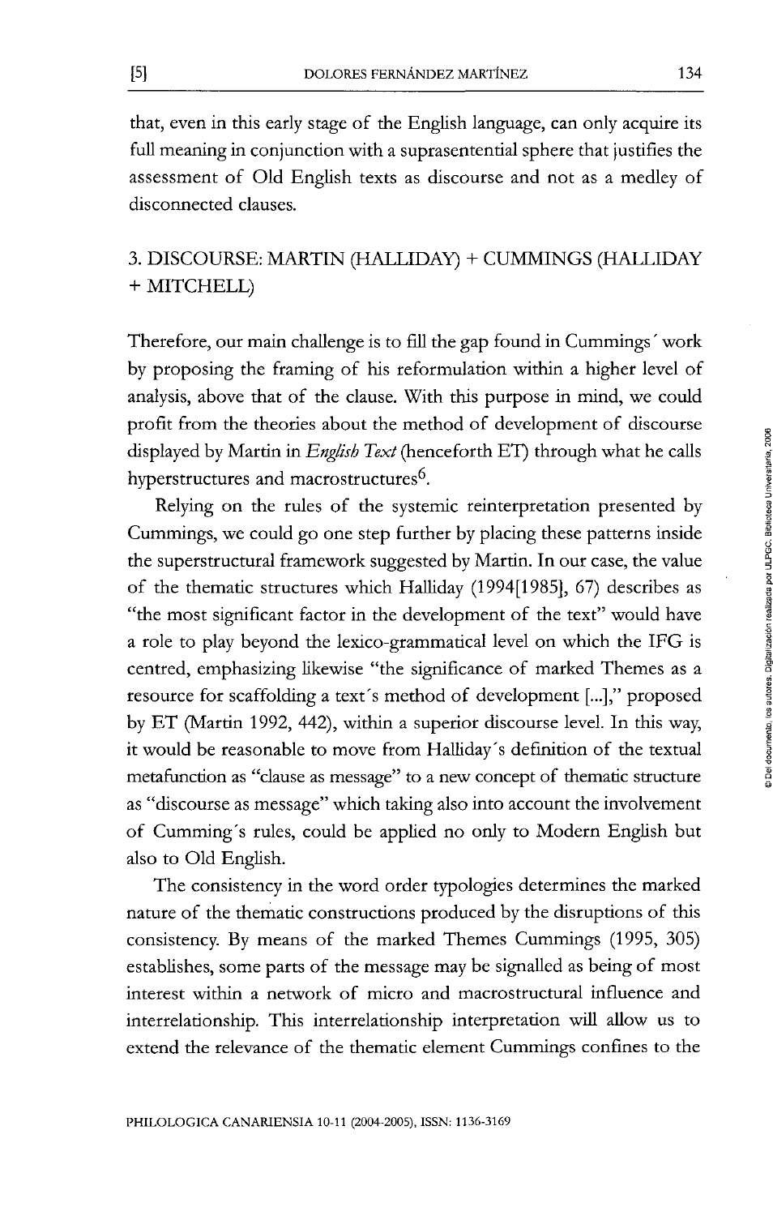that, even in this early stage of the English language, can only acquire its full meaning in conjunction with a suprasentential sphere that justifies the assessment of Old English texts as discourse and not as a medley of disconnected clauses.

## 3. DISCOURSE: MARTIN (HALLIDAY) + CUMMINGS (HALLIDAY + MITCHELL)

Therefore, our main challenge is to fill the gap found in Cummings´ work by proposing the framing of his reformulation within a higher level of analysis, above that of the clause. With this purpose in mind, we could profit from the theories about the method of development of discourse displayed by Martin in *English Text* (henceforth ET) through what he calls hyperstructures and macrostructures[6].

Relying on the rules of the systemic reinterpretation presented by Cummings, we could go one step further by placing these patterns inside the superstructural framework suggested by Martin. In our case, the value of the thematic structures which Halliday (1994[1985], 67) describes as "the most significant factor in the development of the text" would have a role to play beyond the lexico-grammatical level on which the IFG is centred, emphasizing likewise "the significance of marked Themes as a resource for scaffolding a text´s method of development [...]," proposed by ET (Martin 1992, 442), within a superior discourse level. In this way, it would be reasonable to move from Halliday´s definition of the textual metafunction as "clause as message" to a new concept of thematic structure as "discourse as message" which taking also into account the involvement of Cumming´s rules, could be applied no only to Modern English but also to Old English.

The consistency in the word order typologies determines the marked nature of the thematic constructions produced by the disruptions of this consistency. By means of the marked Themes Cummings (1995, 305) establishes, some parts of the message may be signalled as being of most interest within a network of micro and macrostructural influence and interrelationship. This interrelationship interpretation will allow us to extend the relevance of the thematic element Cummings confines to the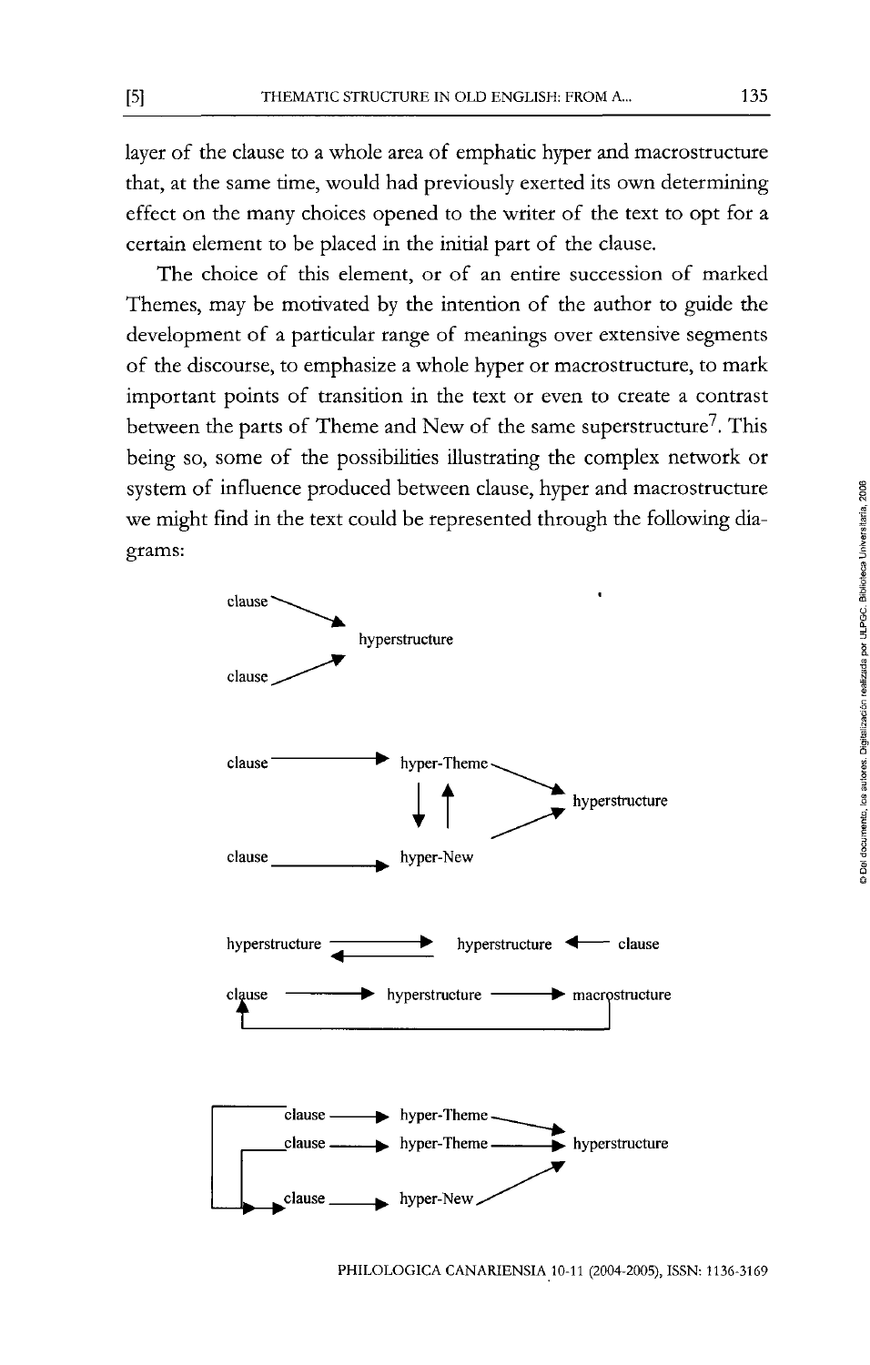layer of the clause to a whole area of emphatic hyper and macrostructure that, at the same time, would had previously exerted its own determining effect on the many choices opened to the writer of the text to opt for a certain element to be placed in the initial part of the clause.

The choice of this element, or of an entire succession of marked Themes, may be motivated by the intention of the author to guide the development of a particular range of meanings over extensive segments of the discourse, to emphasize a whole hyper or macrostructure, to mark important points of transition in the text or even to create a contrast between the parts of Theme and New of the same superstructure[7]. This being so, some of the possibilities illustrating the complex network or system of influence produced between clause, hyper and macrostructure we might find in the text could be represented through the following diagrams:

```
clause ──┐
         ├──► hyperstructure
clause ──┘


clause ──────► hyper-Theme ──┐
                 ↓ ↑         ├──► hyperstructure
clause ──────► hyper-New ────┘


hyperstructure ⇄ hyperstructure ◄── clause


clause ──────► hyperstructure ──────► macrostructure
  ▲                                         │
  └─────────────────────────────────────────┘


┌──── clause ──► hyper-Theme ──┐
│ ┌── clause ──► hyper-Theme ──┼──► hyperstructure
│ │                            │
└─┴─► clause ──► hyper-New ────┘
```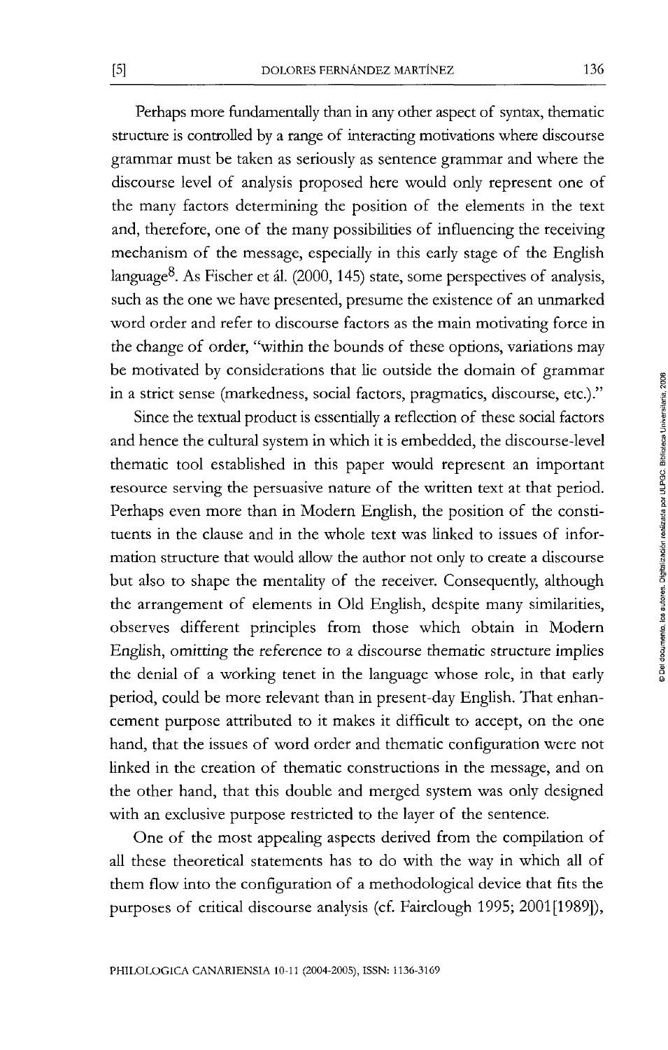Perhaps more fundamentally than in any other aspect of syntax, thematic structure is controlled by a range of interacting motivations where discourse grammar must be taken as seriously as sentence grammar and where the discourse level of analysis proposed here would only represent one of the many factors determining the position of the elements in the text and, therefore, one of the many possibilities of influencing the receiving mechanism of the message, especially in this early stage of the English language[8]. As Fischer et ál. (2000, 145) state, some perspectives of analysis, such as the one we have presented, presume the existence of an unmarked word order and refer to discourse factors as the main motivating force in the change of order, "within the bounds of these options, variations may be motivated by considerations that lie outside the domain of grammar in a strict sense (markedness, social factors, pragmatics, discourse, etc.)."

Since the textual product is essentially a reflection of these social factors and hence the cultural system in which it is embedded, the discourse-level thematic tool established in this paper would represent an important resource serving the persuasive nature of the written text at that period. Perhaps even more than in Modern English, the position of the constituents in the clause and in the whole text was linked to issues of information structure that would allow the author not only to create a discourse but also to shape the mentality of the receiver. Consequently, although the arrangement of elements in Old English, despite many similarities, observes different principles from those which obtain in Modern English, omitting the reference to a discourse thematic structure implies the denial of a working tenet in the language whose role, in that early period, could be more relevant than in present-day English. That enhancement purpose attributed to it makes it difficult to accept, on the one hand, that the issues of word order and thematic configuration were not linked in the creation of thematic constructions in the message, and on the other hand, that this double and merged system was only designed with an exclusive purpose restricted to the layer of the sentence.

One of the most appealing aspects derived from the compilation of all these theoretical statements has to do with the way in which all of them flow into the configuration of a methodological device that fits the purposes of critical discourse analysis (cf. Fairclough 1995; 2001[1989]),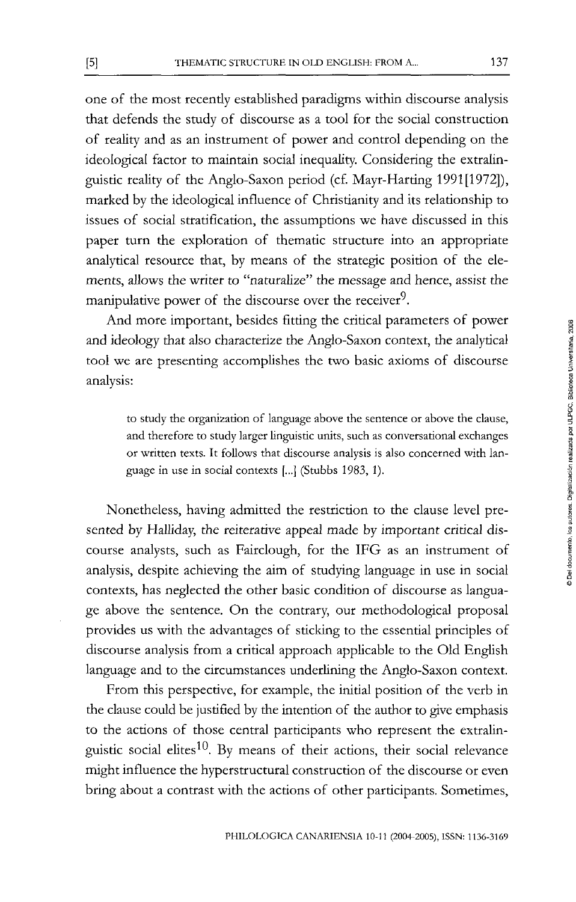one of the most recently established paradigms within discourse analysis that defends the study of discourse as a tool for the social construction of reality and as an instrument of power and control depending on the ideological factor to maintain social inequality. Considering the extralinguistic reality of the Anglo-Saxon period (cf. Mayr-Harting 1991[1972]), marked by the ideological influence of Christianity and its relationship to issues of social stratification, the assumptions we have discussed in this paper turn the exploration of thematic structure into an appropriate analytical resource that, by means of the strategic position of the elements, allows the writer to "naturalize" the message and hence, assist the manipulative power of the discourse over the receiver[9].

And more important, besides fitting the critical parameters of power and ideology that also characterize the Anglo-Saxon context, the analytical tool we are presenting accomplishes the two basic axioms of discourse analysis:

> to study the organization of language above the sentence or above the clause, and therefore to study larger linguistic units, such as conversational exchanges or written texts. It follows that discourse analysis is also concerned with language in use in social contexts [...] (Stubbs 1983, 1).

Nonetheless, having admitted the restriction to the clause level presented by Halliday, the reiterative appeal made by important critical discourse analysts, such as Fairclough, for the IFG as an instrument of analysis, despite achieving the aim of studying language in use in social contexts, has neglected the other basic condition of discourse as language above the sentence. On the contrary, our methodological proposal provides us with the advantages of sticking to the essential principles of discourse analysis from a critical approach applicable to the Old English language and to the circumstances underlining the Anglo-Saxon context.

From this perspective, for example, the initial position of the verb in the clause could be justified by the intention of the author to give emphasis to the actions of those central participants who represent the extralinguistic social elites[10]. By means of their actions, their social relevance might influence the hyperstructural construction of the discourse or even bring about a contrast with the actions of other participants. Sometimes,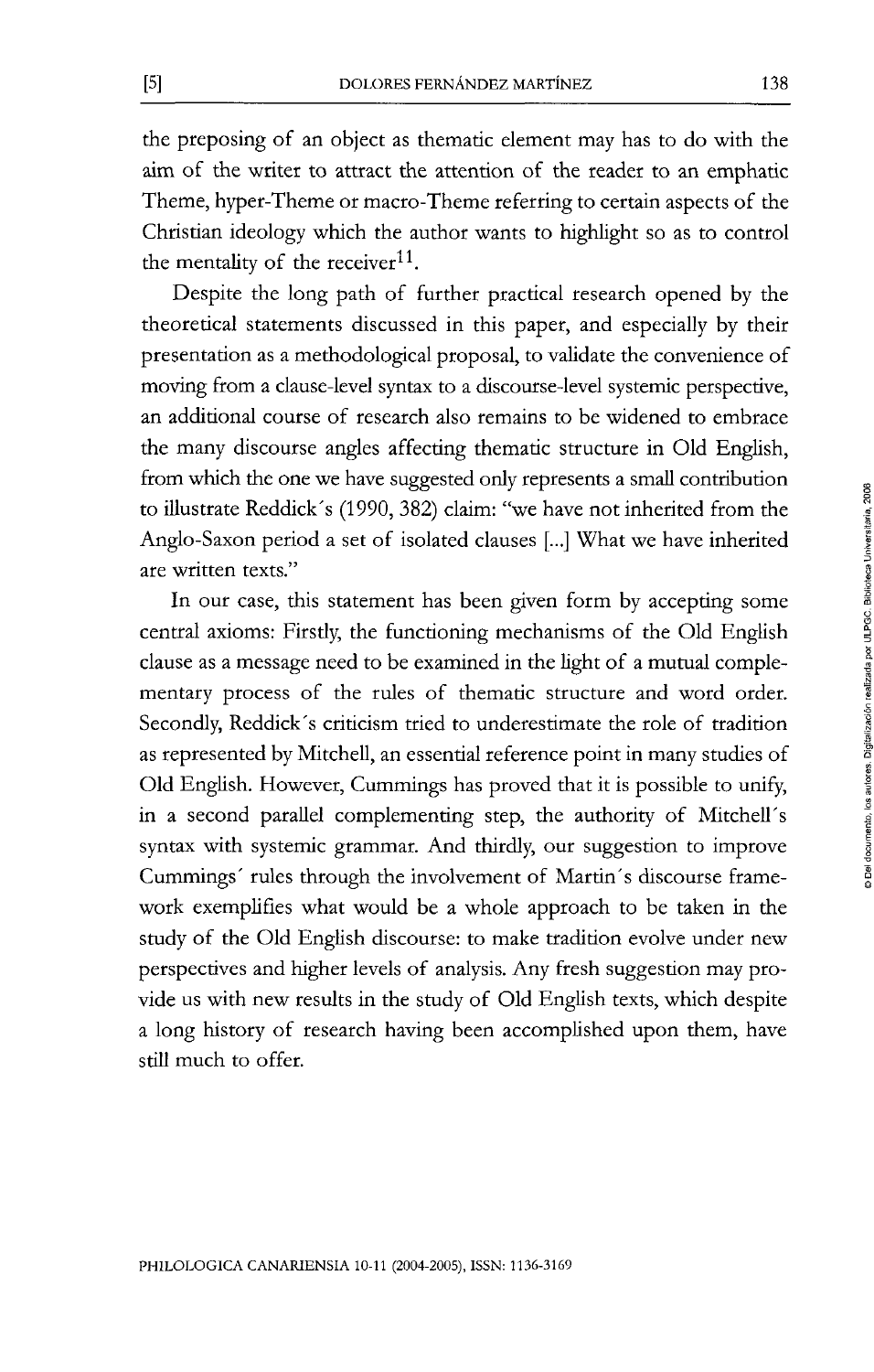the preposing of an object as thematic element may has to do with the aim of the writer to attract the attention of the reader to an emphatic Theme, hyper-Theme or macro-Theme referring to certain aspects of the Christian ideology which the author wants to highlight so as to control the mentality of the receiver[11].

Despite the long path of further practical research opened by the theoretical statements discussed in this paper, and especially by their presentation as a methodological proposal, to validate the convenience of moving from a clause-level syntax to a discourse-level systemic perspective, an additional course of research also remains to be widened to embrace the many discourse angles affecting thematic structure in Old English, from which the one we have suggested only represents a small contribution to illustrate Reddick´s (1990, 382) claim: "we have not inherited from the Anglo-Saxon period a set of isolated clauses [...] What we have inherited are written texts."

In our case, this statement has been given form by accepting some central axioms: Firstly, the functioning mechanisms of the Old English clause as a message need to be examined in the light of a mutual complementary process of the rules of thematic structure and word order. Secondly, Reddick´s criticism tried to underestimate the role of tradition as represented by Mitchell, an essential reference point in many studies of Old English. However, Cummings has proved that it is possible to unify, in a second parallel complementing step, the authority of Mitchell´s syntax with systemic grammar. And thirdly, our suggestion to improve Cummings´ rules through the involvement of Martin´s discourse framework exemplifies what would be a whole approach to be taken in the study of the Old English discourse: to make tradition evolve under new perspectives and higher levels of analysis. Any fresh suggestion may provide us with new results in the study of Old English texts, which despite a long history of research having been accomplished upon them, have still much to offer.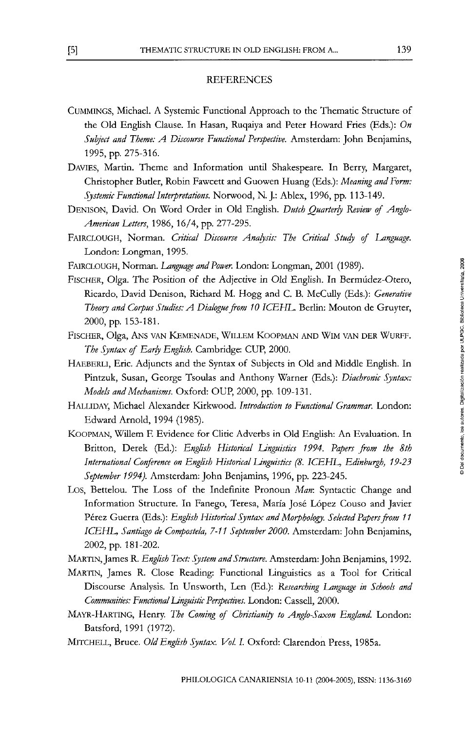## REFERENCES

CUMMINGS, Michael. A Systemic Functional Approach to the Thematic Structure of the Old English Clause. In Hasan, Ruqaiya and Peter Howard Fries (Eds.): *On Subject and Theme: A Discourse Functional Perspective.* Amsterdam: John Benjamins, 1995, pp. 275-316.

DAVIES, Martin. Theme and Information until Shakespeare. In Berry, Margaret, Christopher Butler, Robin Fawcett and Guowen Huang (Eds.): *Meaning and Form: Systemic Functional Interpretations.* Norwood, N. J.: Ablex, 1996, pp. 113-149.

DENISON, David. On Word Order in Old English. *Dutch Quarterly Review of Anglo-American Letters,* 1986, 16/4, pp. 277-295.

FAIRCLOUGH, Norman. *Critical Discourse Analysis: The Critical Study of Language.* London: Longman, 1995.

FAIRCLOUGH, Norman. *Language and Power.* London: Longman, 2001 (1989).

FISCHER, Olga. The Position of the Adjective in Old English. In Bermúdez-Otero, Ricardo, David Denison, Richard M. Hogg and C. B. McCully (Eds.): *Generative Theory and Corpus Studies: A Dialogue from 10 ICEHL.* Berlin: Mouton de Gruyter, 2000, pp. 153-181.

FISCHER, Olga, ANS VAN KEMENADE, WILLEM KOOPMAN AND WIM VAN DER WURFF. *The Syntax of Early English.* Cambridge: CUP, 2000.

HAEBERLI, Eric. Adjuncts and the Syntax of Subjects in Old and Middle English. In Pintzuk, Susan, George Tsoulas and Anthony Warner (Eds.): *Diachronic Syntax: Models and Mechanisms.* Oxford: OUP, 2000, pp. 109-131.

HALLIDAY, Michael Alexander Kirkwood. *Introduction to Functional Grammar.* London: Edward Arnold, 1994 (1985).

KOOPMAN, Willem F. Evidence for Clitic Adverbs in Old English: An Evaluation. In Britton, Derek (Ed.): *English Historical Linguistics 1994. Papers from the 8th International Conference on English Historical Linguistics (8. ICEHL, Edinburgh, 19-23 September 1994).* Amsterdam: John Benjamins, 1996, pp. 223-245.

LOS, Bettelou. The Loss of the Indefinite Pronoun *Man*: Syntactic Change and Information Structure. In Fanego, Teresa, María José López Couso and Javier Pérez Guerra (Eds.): *English Historical Syntax and Morphology. Selected Papers from 11 ICEHL, Santiago de Compostela, 7-11 September 2000.* Amsterdam: John Benjamins, 2002, pp. 181-202.

MARTIN, James R. *English Text: System and Structure.* Amsterdam: John Benjamins, 1992.

MARTIN, James R. Close Reading: Functional Linguistics as a Tool for Critical Discourse Analysis. In Unsworth, Len (Ed.): *Researching Language in Schools and Communities: Functional Linguistic Perspectives.* London: Cassell, 2000.

MAYR-HARTING, Henry. *The Coming of Christianity to Anglo-Saxon England.* London: Batsford, 1991 (1972).

MITCHELL, Bruce. *Old English Syntax. Vol. I.* Oxford: Clarendon Press, 1985a.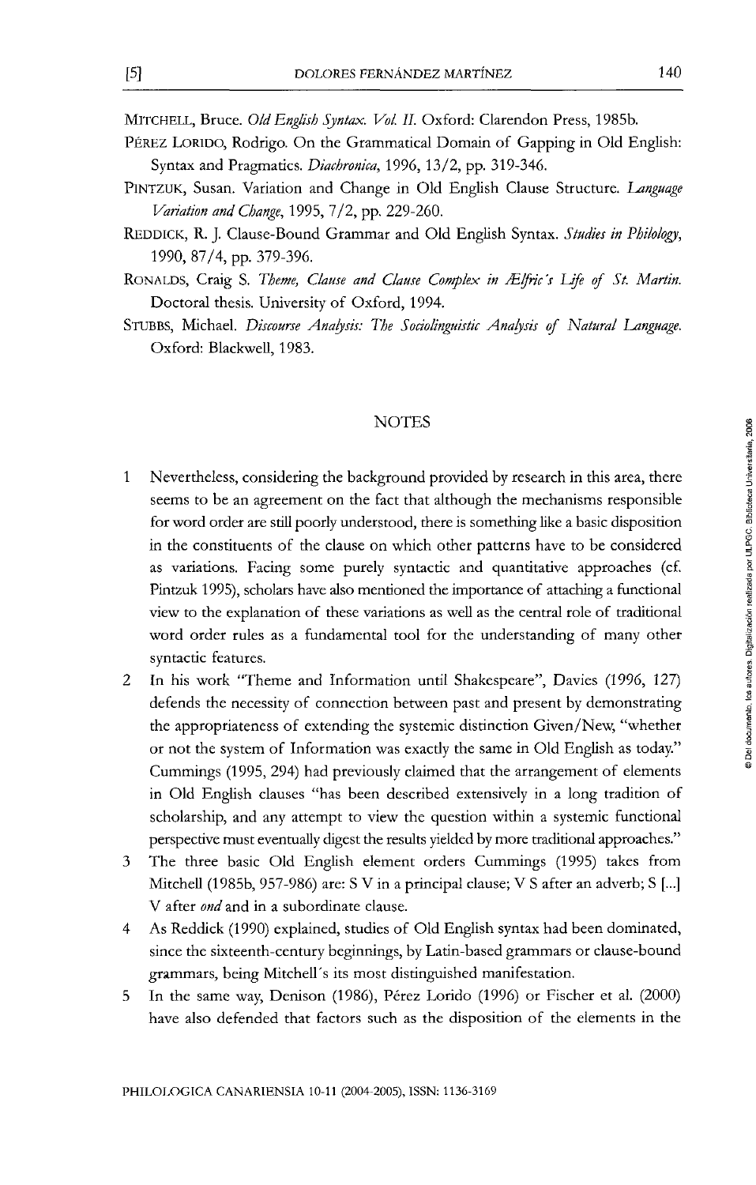MITCHELL, Bruce. *Old English Syntax. Vol. II.* Oxford: Clarendon Press, 1985b.

PÉREZ LORIDO, Rodrigo. On the Grammatical Domain of Gapping in Old English: Syntax and Pragmatics. *Diachronica*, 1996, 13/2, pp. 319-346.

PINTZUK, Susan. Variation and Change in Old English Clause Structure. *Language Variation and Change*, 1995, 7/2, pp. 229-260.

REDDICK, R. J. Clause-Bound Grammar and Old English Syntax. *Studies in Philology*, 1990, 87/4, pp. 379-396.

RONALDS, Craig S. *Theme, Clause and Clause Complex in Ælfric's Life of St. Martin.* Doctoral thesis. University of Oxford, 1994.

STUBBS, Michael. *Discourse Analysis: The Sociolinguistic Analysis of Natural Language.* Oxford: Blackwell, 1983.

## NOTES

1 Nevertheless, considering the background provided by research in this area, there seems to be an agreement on the fact that although the mechanisms responsible for word order are still poorly understood, there is something like a basic disposition in the constituents of the clause on which other patterns have to be considered as variations. Facing some purely syntactic and quantitative approaches (cf. Pintzuk 1995), scholars have also mentioned the importance of attaching a functional view to the explanation of these variations as well as the central role of traditional word order rules as a fundamental tool for the understanding of many other syntactic features.

2 In his work "Theme and Information until Shakespeare", Davies (1996, 127) defends the necessity of connection between past and present by demonstrating the appropriateness of extending the systemic distinction Given/New, "whether or not the system of Information was exactly the same in Old English as today." Cummings (1995, 294) had previously claimed that the arrangement of elements in Old English clauses "has been described extensively in a long tradition of scholarship, and any attempt to view the question within a systemic functional perspective must eventually digest the results yielded by more traditional approaches."

3 The three basic Old English element orders Cummings (1995) takes from Mitchell (1985b, 957-986) are: S V in a principal clause; V S after an adverb; S [...] V after *ond* and in a subordinate clause.

4 As Reddick (1990) explained, studies of Old English syntax had been dominated, since the sixteenth-century beginnings, by Latin-based grammars or clause-bound grammars, being Mitchell's its most distinguished manifestation.

5 In the same way, Denison (1986), Pérez Lorido (1996) or Fischer et al. (2000) have also defended that factors such as the disposition of the elements in the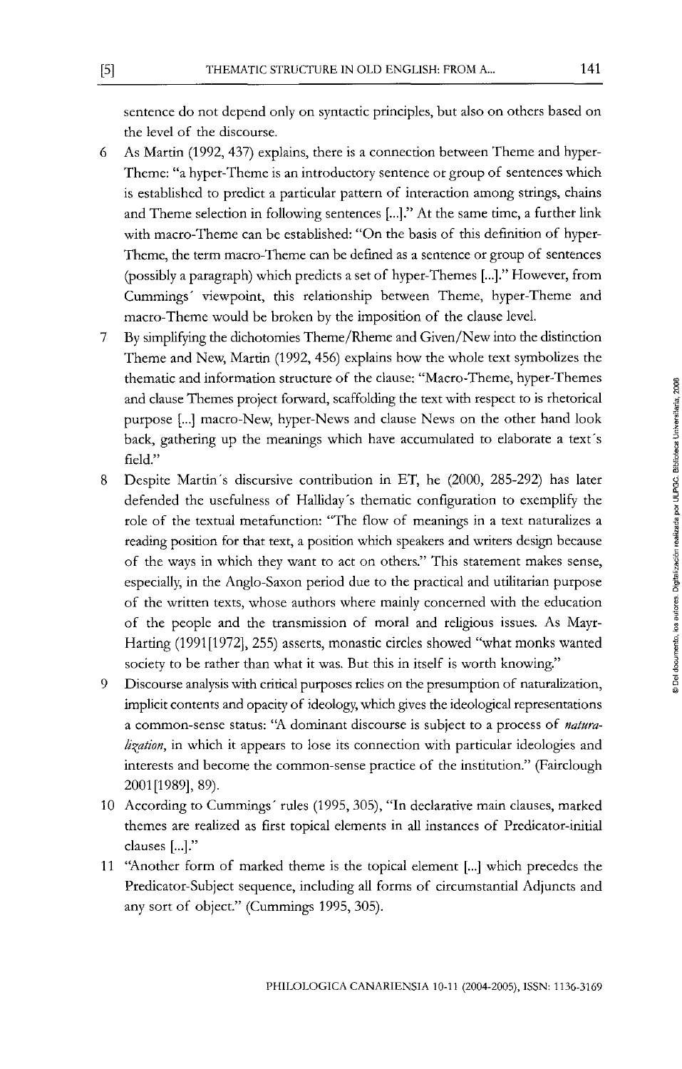sentence do not depend only on syntactic principles, but also on others based on the level of the discourse.

6 As Martin (1992, 437) explains, there is a connection between Theme and hyper-Theme: "a hyper-Theme is an introductory sentence or group of sentences which is established to predict a particular pattern of interaction among strings, chains and Theme selection in following sentences [...]." At the same time, a further link with macro-Theme can be established: "On the basis of this definition of hyper-Theme, the term macro-Theme can be defined as a sentence or group of sentences (possibly a paragraph) which predicts a set of hyper-Themes [...]." However, from Cummings´ viewpoint, this relationship between Theme, hyper-Theme and macro-Theme would be broken by the imposition of the clause level.

7 By simplifying the dichotomies Theme/Rheme and Given/New into the distinction Theme and New, Martin (1992, 456) explains how the whole text symbolizes the thematic and information structure of the clause: "Macro-Theme, hyper-Themes and clause Themes project forward, scaffolding the text with respect to is rhetorical purpose [...] macro-New, hyper-News and clause News on the other hand look back, gathering up the meanings which have accumulated to elaborate a text´s field."

8 Despite Martin´s discursive contribution in ET, he (2000, 285-292) has later defended the usefulness of Halliday´s thematic configuration to exemplify the role of the textual metafunction: "The flow of meanings in a text naturalizes a reading position for that text, a position which speakers and writers design because of the ways in which they want to act on others." This statement makes sense, especially, in the Anglo-Saxon period due to the practical and utilitarian purpose of the written texts, whose authors where mainly concerned with the education of the people and the transmission of moral and religious issues. As Mayr-Harting (1991[1972], 255) asserts, monastic circles showed "what monks wanted society to be rather than what it was. But this in itself is worth knowing."

9 Discourse analysis with critical purposes relies on the presumption of naturalization, implicit contents and opacity of ideology, which gives the ideological representations a common-sense status: "A dominant discourse is subject to a process of *naturalization*, in which it appears to lose its connection with particular ideologies and interests and become the common-sense practice of the institution." (Fairclough 2001[1989], 89).

10 According to Cummings´ rules (1995, 305), "In declarative main clauses, marked themes are realized as first topical elements in all instances of Predicator-initial clauses [...]."

11 "Another form of marked theme is the topical element [...] which precedes the Predicator-Subject sequence, including all forms of circumstantial Adjuncts and any sort of object." (Cummings 1995, 305).